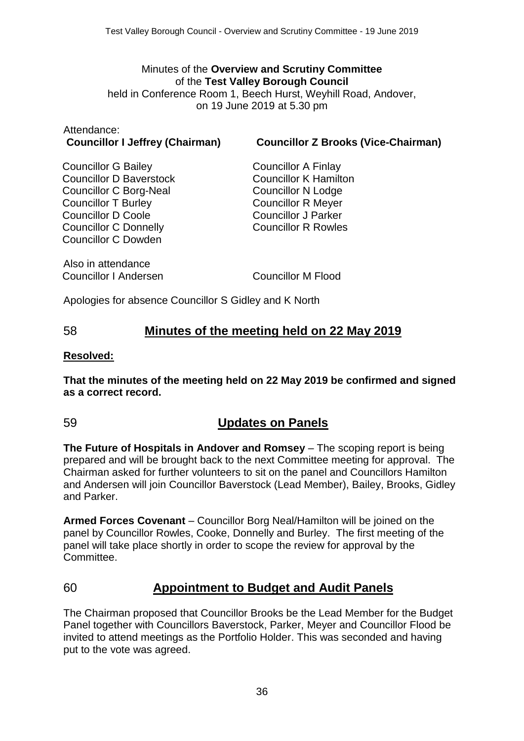Minutes of the **Overview and Scrutiny Committee**
of the **Test Valley Borough Council**
held in Conference Room 1, Beech Hurst, Weyhill Road, Andover,
on 19 June 2019 at 5.30 pm

Attendance:

**Councillor I Jeffrey (Chairman)**

**Councillor Z Brooks (Vice-Chairman)**

Councillor G Bailey
Councillor D Baverstock
Councillor C Borg-Neal
Councillor T Burley
Councillor D Coole
Councillor C Donnelly
Councillor C Dowden
Councillor A Finlay
Councillor K Hamilton
Councillor N Lodge
Councillor R Meyer
Councillor J Parker
Councillor R Rowles

Also in attendance
Councillor I Andersen
Councillor M Flood

Apologies for absence Councillor S Gidley and K North

## 58 Minutes of the meeting held on 22 May 2019

**Resolved:**

**That the minutes of the meeting held on 22 May 2019 be confirmed and signed as a correct record.**

## 59 Updates on Panels

**The Future of Hospitals in Andover and Romsey** – The scoping report is being prepared and will be brought back to the next Committee meeting for approval. The Chairman asked for further volunteers to sit on the panel and Councillors Hamilton and Andersen will join Councillor Baverstock (Lead Member), Bailey, Brooks, Gidley and Parker.

**Armed Forces Covenant** – Councillor Borg Neal/Hamilton will be joined on the panel by Councillor Rowles, Cooke, Donnelly and Burley. The first meeting of the panel will take place shortly in order to scope the review for approval by the Committee.

## 60 Appointment to Budget and Audit Panels

The Chairman proposed that Councillor Brooks be the Lead Member for the Budget Panel together with Councillors Baverstock, Parker, Meyer and Councillor Flood be invited to attend meetings as the Portfolio Holder. This was seconded and having put to the vote was agreed.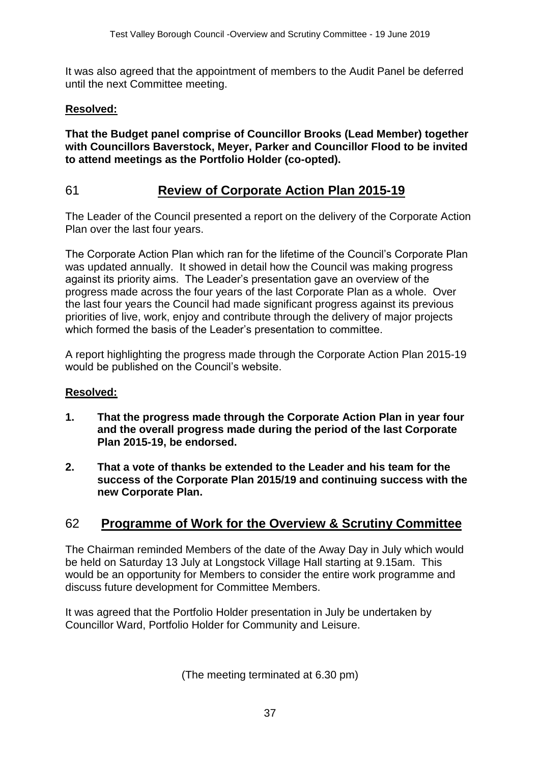It was also agreed that the appointment of members to the Audit Panel be deferred until the next Committee meeting.

**Resolved:**

**That the Budget panel comprise of Councillor Brooks (Lead Member) together with Councillors Baverstock, Meyer, Parker and Councillor Flood to be invited to attend meetings as the Portfolio Holder (co-opted).**

## 61 Review of Corporate Action Plan 2015-19

The Leader of the Council presented a report on the delivery of the Corporate Action Plan over the last four years.

The Corporate Action Plan which ran for the lifetime of the Council's Corporate Plan was updated annually. It showed in detail how the Council was making progress against its priority aims. The Leader's presentation gave an overview of the progress made across the four years of the last Corporate Plan as a whole. Over the last four years the Council had made significant progress against its previous priorities of live, work, enjoy and contribute through the delivery of major projects which formed the basis of the Leader's presentation to committee.

A report highlighting the progress made through the Corporate Action Plan 2015-19 would be published on the Council's website.

**Resolved:**

1. **That the progress made through the Corporate Action Plan in year four and the overall progress made during the period of the last Corporate Plan 2015-19, be endorsed.**
2. **That a vote of thanks be extended to the Leader and his team for the success of the Corporate Plan 2015/19 and continuing success with the new Corporate Plan.**

## 62 Programme of Work for the Overview & Scrutiny Committee

The Chairman reminded Members of the date of the Away Day in July which would be held on Saturday 13 July at Longstock Village Hall starting at 9.15am. This would be an opportunity for Members to consider the entire work programme and discuss future development for Committee Members.

It was agreed that the Portfolio Holder presentation in July be undertaken by Councillor Ward, Portfolio Holder for Community and Leisure.

(The meeting terminated at 6.30 pm)